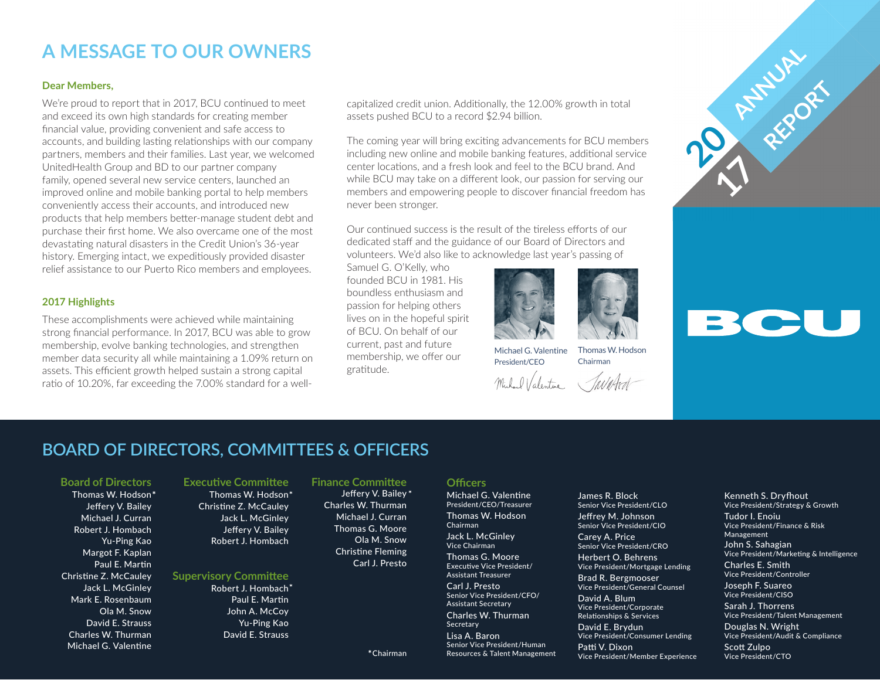# A MESSAGE TO OUR OWNERS

**Dear Members,**

We're proud to report that in 2017, BCU continued to meet and exceed its own high standards for creating member financial value, providing convenient and safe access to accounts, and building lasting relationships with our company partners, members and their families. Last year, we welcomed UnitedHealth Group and BD to our partner company family, opened several new service centers, launched an improved online and mobile banking portal to help members conveniently access their accounts, and introduced new products that help members better-manage student debt and purchase their first home. We also overcame one of the most devastating natural disasters in the Credit Union's 36-year history. Emerging intact, we expeditiously provided disaster relief assistance to our Puerto Rico members and employees.

**2017 Highlights**

These accomplishments were achieved while maintaining strong financial performance. In 2017, BCU was able to grow membership, evolve banking technologies, and strengthen member data security all while maintaining a 1.09% return on assets. This efficient growth helped sustain a strong capital ratio of 10.20%, far exceeding the 7.00% standard for a well-capitalized credit union. Additionally, the 12.00% growth in total assets pushed BCU to a record $2.94 billion.

The coming year will bring exciting advancements for BCU members including new online and mobile banking features, additional service center locations, and a fresh look and feel to the BCU brand. And while BCU may take on a different look, our passion for serving our members and empowering people to discover financial freedom has never been stronger.

Our continued success is the result of the tireless efforts of our dedicated staff and the guidance of our Board of Directors and volunteers. We'd also like to acknowledge last year's passing of Samuel G. O'Kelly, who founded BCU in 1981. His boundless enthusiasm and passion for helping others lives on in the hopeful spirit of BCU. On behalf of our current, past and future membership, we offer our gratitude.

Michael G. Valentine
President/CEO

Thomas W. Hodson
Chairman

2017 ANNUAL REPORT

BCU

# BOARD OF DIRECTORS, COMMITTEES & OFFICERS

### Board of Directors

Thomas W. Hodson*
Jeffery V. Bailey
Michael J. Curran
Robert J. Hombach
Yu-Ping Kao
Margot F. Kaplan
Paul E. Martin
Christine Z. McCauley
Jack L. McGinley
Mark E. Rosenbaum
Ola M. Snow
David E. Strauss
Charles W. Thurman
Michael G. Valentine

### Executive Committee

Thomas W. Hodson*
Christine Z. McCauley
Jack L. McGinley
Jeffery V. Bailey
Robert J. Hombach

### Supervisory Committee

Robert J. Hombach*
Paul E. Martin
John A. McCoy
Yu-Ping Kao
David E. Strauss

### Finance Committee

Jeffery V. Bailey*
Charles W. Thurman
Michael J. Curran
Thomas G. Moore
Ola M. Snow
Christine Fleming
Carl J. Presto

*Chairman

### Officers

Michael G. Valentine
President/CEO/Treasurer

Thomas W. Hodson
Chairman

Jack L. McGinley
Vice Chairman

Thomas G. Moore
Executive Vice President/Assistant Treasurer

Carl J. Presto
Senior Vice President/CFO/Assistant Secretary

Charles W. Thurman
Secretary

Lisa A. Baron
Senior Vice President/Human Resources & Talent Management

James R. Block
Senior Vice President/CLO

Jeffrey M. Johnson
Senior Vice President/CIO

Carey A. Price
Senior Vice President/CRO

Herbert O. Behrens
Vice President/Mortgage Lending

Brad R. Bergmooser
Vice President/General Counsel

David A. Blum
Vice President/Corporate Relationships & Services

David E. Brydun
Vice President/Consumer Lending

Patti V. Dixon
Vice President/Member Experience

Kenneth S. Dryfhout
Vice President/Strategy & Growth

Tudor I. Enoiu
Vice President/Finance & Risk Management

John S. Sahagian
Vice President/Marketing & Intelligence

Charles E. Smith
Vice President/Controller

Joseph F. Suareo
Vice President/CISO

Sarah J. Thorrens
Vice President/Talent Management

Douglas N. Wright
Vice President/Audit & Compliance

Scott Zulpo
Vice President/CTO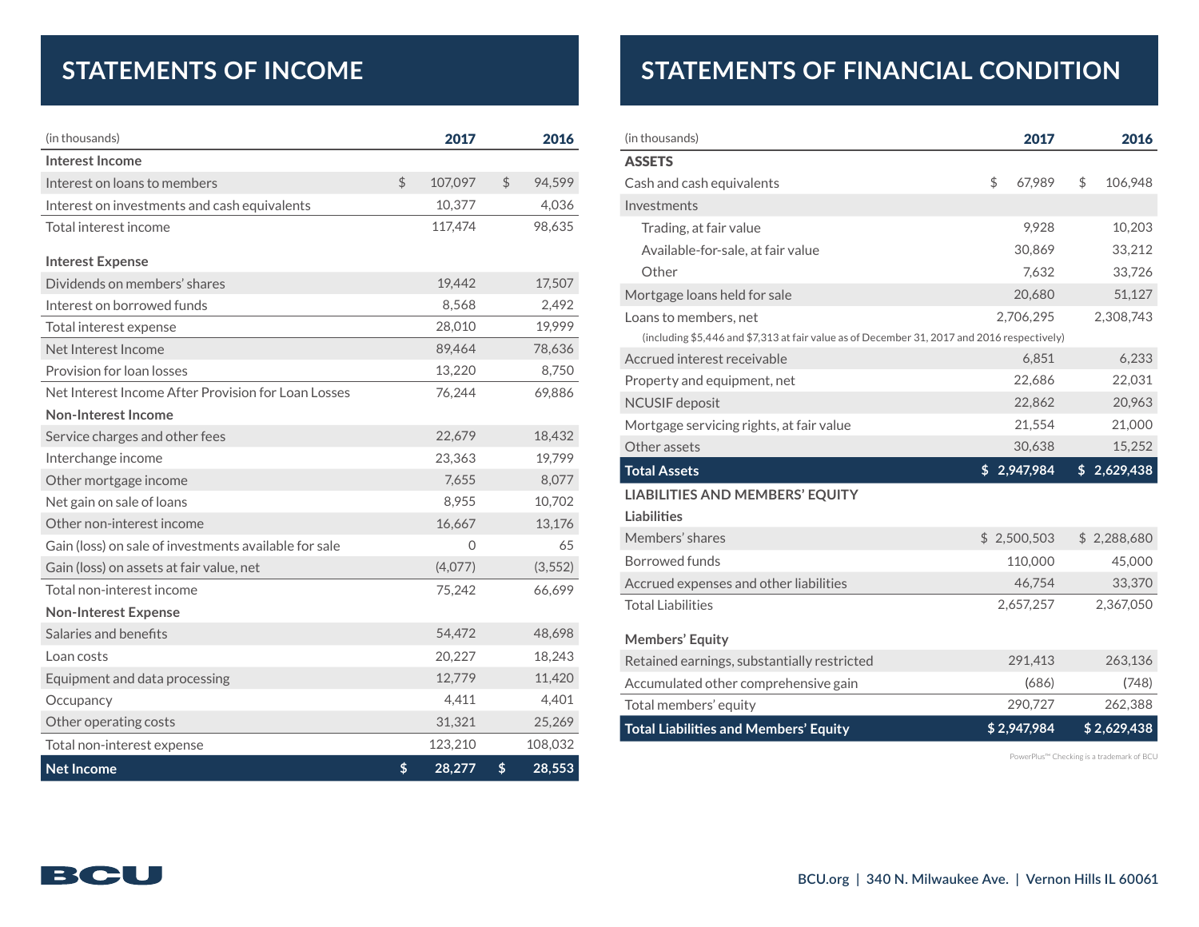## STATEMENTS OF INCOME

| (in thousands) | 2017 | 2016 |
|---|---|---|
| **Interest Income** | | |
| Interest on loans to members | $ 107,097 | $ 94,599 |
| Interest on investments and cash equivalents | 10,377 | 4,036 |
| Total interest income | 117,474 | 98,635 |
| **Interest Expense** | | |
| Dividends on members' shares | 19,442 | 17,507 |
| Interest on borrowed funds | 8,568 | 2,492 |
| Total interest expense | 28,010 | 19,999 |
| Net Interest Income | 89,464 | 78,636 |
| Provision for loan losses | 13,220 | 8,750 |
| Net Interest Income After Provision for Loan Losses | 76,244 | 69,886 |
| **Non-Interest Income** | | |
| Service charges and other fees | 22,679 | 18,432 |
| Interchange income | 23,363 | 19,799 |
| Other mortgage income | 7,655 | 8,077 |
| Net gain on sale of loans | 8,955 | 10,702 |
| Other non-interest income | 16,667 | 13,176 |
| Gain (loss) on sale of investments available for sale | 0 | 65 |
| Gain (loss) on assets at fair value, net | (4,077) | (3,552) |
| Total non-interest income | 75,242 | 66,699 |
| **Non-Interest Expense** | | |
| Salaries and benefits | 54,472 | 48,698 |
| Loan costs | 20,227 | 18,243 |
| Equipment and data processing | 12,779 | 11,420 |
| Occupancy | 4,411 | 4,401 |
| Other operating costs | 31,321 | 25,269 |
| Total non-interest expense | 123,210 | 108,032 |
| **Net Income** | **$ 28,277** | **$ 28,553** |

## STATEMENTS OF FINANCIAL CONDITION

| (in thousands) | 2017 | 2016 |
|---|---|---|
| **ASSETS** | | |
| Cash and cash equivalents | $ 67,989 | $ 106,948 |
| Investments | | |
| Trading, at fair value | 9,928 | 10,203 |
| Available-for-sale, at fair value | 30,869 | 33,212 |
| Other | 7,632 | 33,726 |
| Mortgage loans held for sale | 20,680 | 51,127 |
| Loans to members, net | 2,706,295 | 2,308,743 |
| (including $5,446 and $7,313 at fair value as of December 31, 2017 and 2016 respectively) | | |
| Accrued interest receivable | 6,851 | 6,233 |
| Property and equipment, net | 22,686 | 22,031 |
| NCUSIF deposit | 22,862 | 20,963 |
| Mortgage servicing rights, at fair value | 21,554 | 21,000 |
| Other assets | 30,638 | 15,252 |
| **Total Assets** | **$ 2,947,984** | **$ 2,629,438** |
| **LIABILITIES AND MEMBERS' EQUITY** | | |
| **Liabilities** | | |
| Members' shares | $ 2,500,503 | $ 2,288,680 |
| Borrowed funds | 110,000 | 45,000 |
| Accrued expenses and other liabilities | 46,754 | 33,370 |
| Total Liabilities | 2,657,257 | 2,367,050 |
| **Members' Equity** | | |
| Retained earnings, substantially restricted | 291,413 | 263,136 |
| Accumulated other comprehensive gain | (686) | (748) |
| Total members' equity | 290,727 | 262,388 |
| **Total Liabilities and Members' Equity** | **$ 2,947,984** | **$ 2,629,438** |

PowerPlus™ Checking is a trademark of BCU

BCU

BCU.org | 340 N. Milwaukee Ave. | Vernon Hills IL 60061